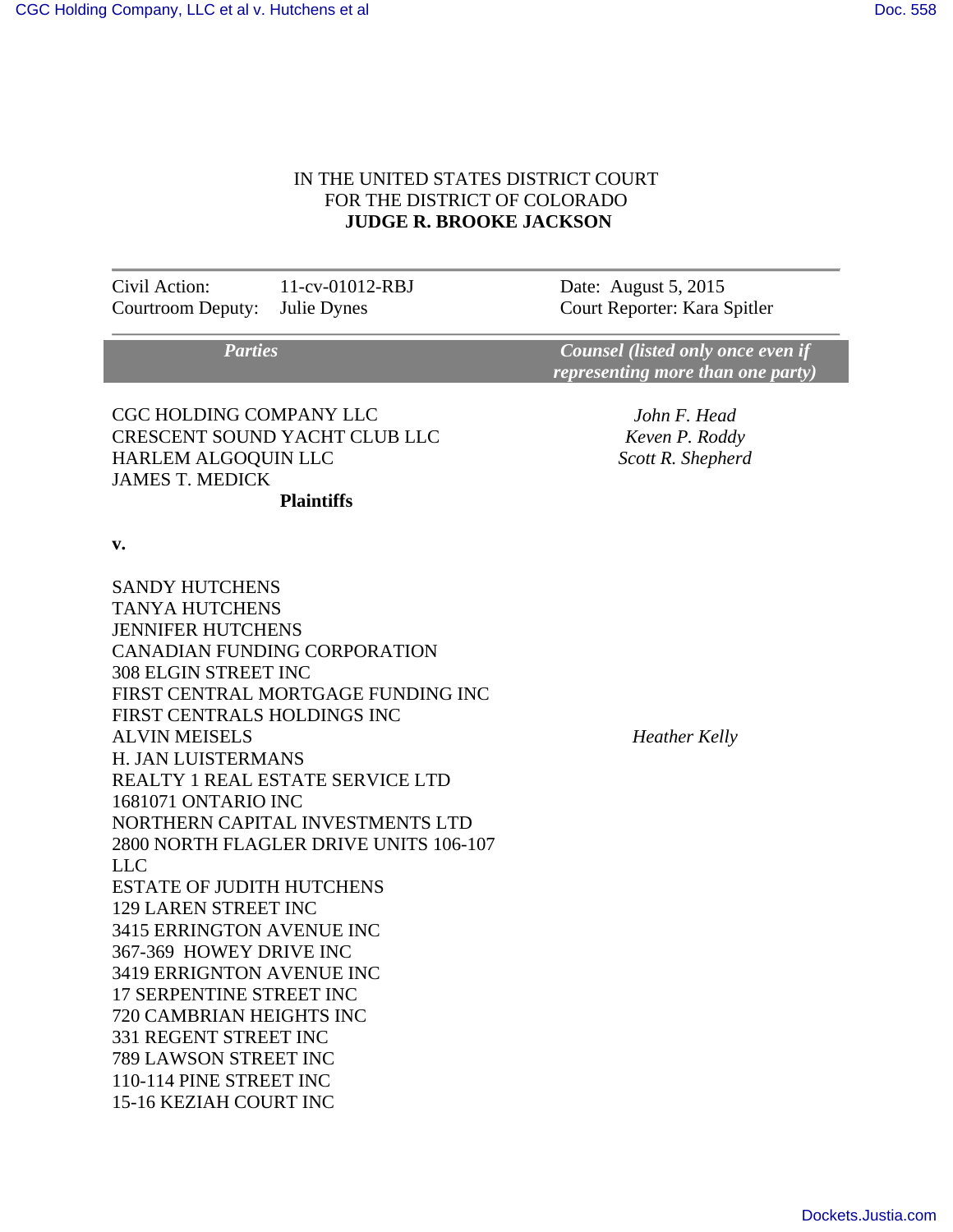IN THE UNITED STATES DISTRICT COURT
FOR THE DISTRICT OF COLORADO
**JUDGE R. BROOKE JACKSON**

| | | |
|---|---|---|
| Civil Action: | 11-cv-01012-RBJ | Date: August 5, 2015 |
| Courtroom Deputy: | Julie Dynes | Court Reporter: Kara Spitler |

| ***Parties*** | ***Counsel (listed only once even if representing more than one party)*** |
|---|---|
| CGC HOLDING COMPANY LLC<br>CRESCENT SOUND YACHT CLUB LLC<br>HARLEM ALGOQUIN LLC<br>JAMES T. MEDICK<br>**Plaintiffs** | *John F. Head*<br>*Keven P. Roddy*<br>*Scott R. Shepherd* |
| **v.** | |
| SANDY HUTCHENS<br>TANYA HUTCHENS<br>JENNIFER HUTCHENS<br>CANADIAN FUNDING CORPORATION<br>308 ELGIN STREET INC<br>FIRST CENTRAL MORTGAGE FUNDING INC<br>FIRST CENTRALS HOLDINGS INC | |
| ALVIN MEISELS | *Heather Kelly* |
| H. JAN LUISTERMANS<br>REALTY 1 REAL ESTATE SERVICE LTD<br>1681071 ONTARIO INC<br>NORTHERN CAPITAL INVESTMENTS LTD<br>2800 NORTH FLAGLER DRIVE UNITS 106-107 LLC<br>ESTATE OF JUDITH HUTCHENS<br>129 LAREN STREET INC<br>3415 ERRINGTON AVENUE INC<br>367-369 HOWEY DRIVE INC<br>3419 ERRIGNTON AVENUE INC<br>17 SERPENTINE STREET INC<br>720 CAMBRIAN HEIGHTS INC<br>331 REGENT STREET INC<br>789 LAWSON STREET INC<br>110-114 PINE STREET INC<br>15-16 KEZIAH COURT INC | |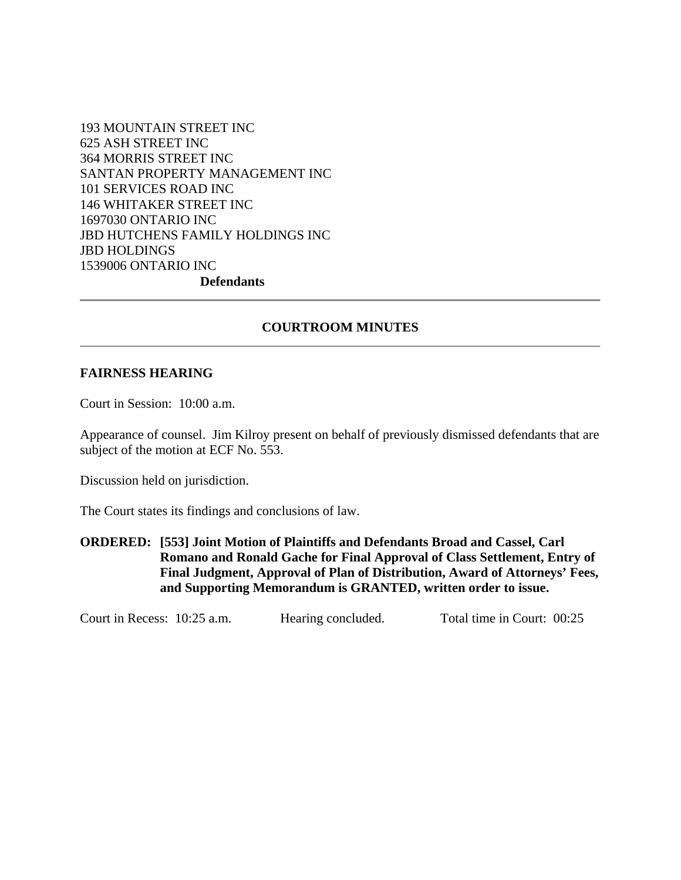193 MOUNTAIN STREET INC
625 ASH STREET INC
364 MORRIS STREET INC
SANTAN PROPERTY MANAGEMENT INC
101 SERVICES ROAD INC
146 WHITAKER STREET INC
1697030 ONTARIO INC
JBD HUTCHENS FAMILY HOLDINGS INC
JBD HOLDINGS
1539006 ONTARIO INC

**Defendants**

---

## COURTROOM MINUTES

---

**FAIRNESS HEARING**

Court in Session: 10:00 a.m.

Appearance of counsel. Jim Kilroy present on behalf of previously dismissed defendants that are subject of the motion at ECF No. 553.

Discussion held on jurisdiction.

The Court states its findings and conclusions of law.

**ORDERED: [553] Joint Motion of Plaintiffs and Defendants Broad and Cassel, Carl Romano and Ronald Gache for Final Approval of Class Settlement, Entry of Final Judgment, Approval of Plan of Distribution, Award of Attorneys' Fees, and Supporting Memorandum is GRANTED, written order to issue.**

Court in Recess: 10:25 a.m. Hearing concluded. Total time in Court: 00:25